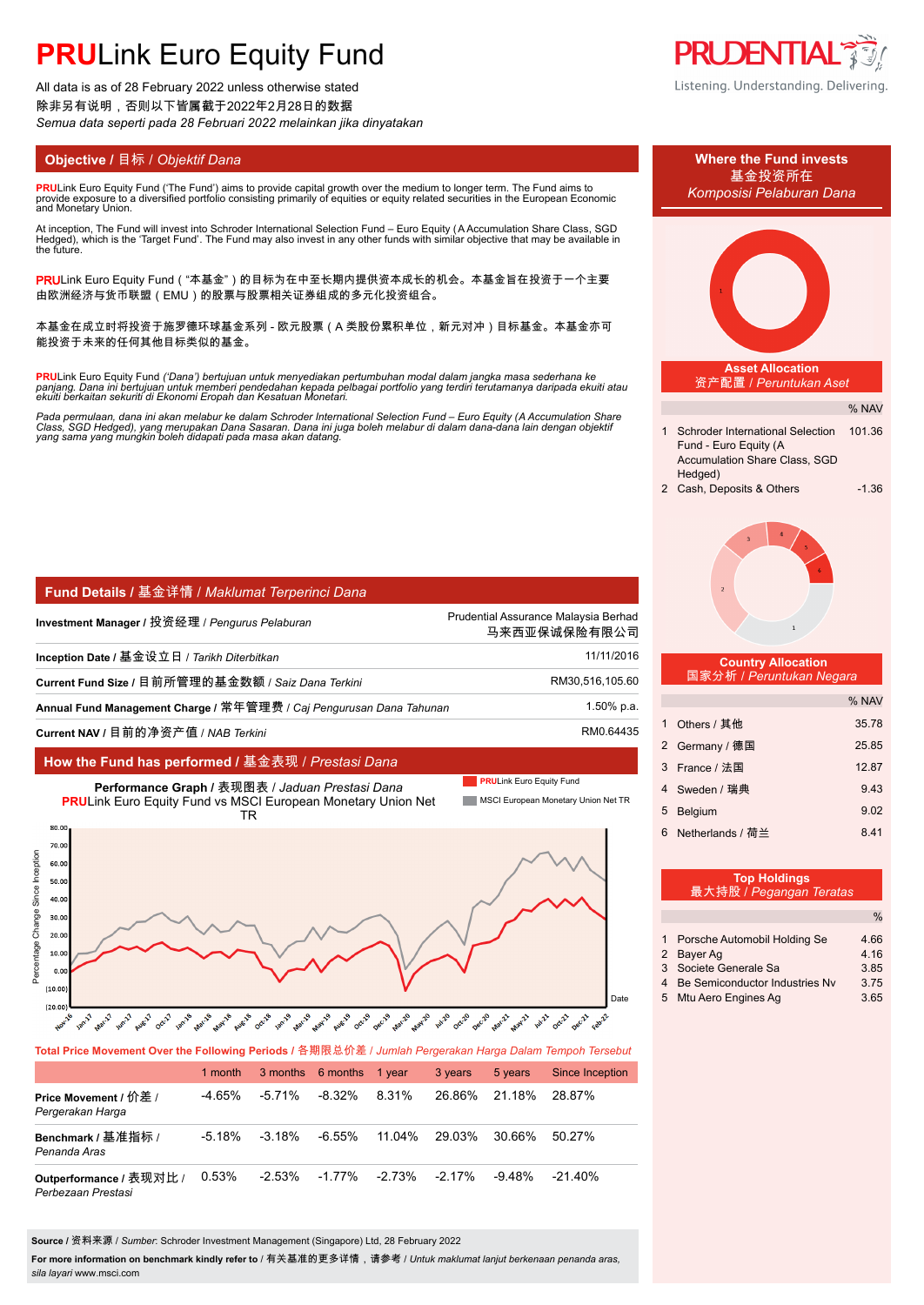# PRULink Euro Equity Fund

All data is as of 28 February 2022 unless otherwise stated
除非另有说明，否则以下皆属截于2022年2月28日的数据
*Semua data seperti pada 28 Februari 2022 melainkan jika dinyatakan*

Listening. Understanding. Delivering.

## Objective / 目标 / *Objektif Dana*

PRULink Euro Equity Fund ('The Fund') aims to provide capital growth over the medium to longer term. The Fund aims to provide exposure to a diversified portfolio consisting primarily of equities or equity related securities in the European Economic and Monetary Union.

At inception, The Fund will invest into Schroder International Selection Fund – Euro Equity (A Accumulation Share Class, SGD Hedged), which is the 'Target Fund'. The Fund may also invest in any other funds with similar objective that may be available in the future.

PRULink Euro Equity Fund（"本基金"）的目标为在中至长期内提供资本成长的机会。本基金旨在投资于一个主要由欧洲经济与货币联盟（EMU）的股票与股票相关证券组成的多元化投资组合。

本基金在成立时将投资于施罗德环球基金系列 - 欧元股票（A 类股份累积单位，新元对冲）目标基金。本基金亦可能投资于未来的任何其他目标类似的基金。

*PRULink Euro Equity Fund ('Dana') bertujuan untuk menyediakan pertumbuhan modal dalam jangka masa sederhana ke panjang. Dana ini bertujuan untuk memberi pendedahan kepada pelbagai portfolio yang terdiri terutamanya daripada ekuiti atau ekuiti berkaitan sekuriti di Ekonomi Eropah dan Kesatuan Monetari.*

*Pada permulaan, dana ini akan melabur ke dalam Schroder International Selection Fund – Euro Equity (A Accumulation Share Class, SGD Hedged), yang merupakan Dana Sasaran. Dana ini juga boleh melabur di dalam dana-dana lain dengan objektif yang sama yang mungkin boleh didapati pada masa akan datang.*

## Fund Details / 基金详情 / *Maklumat Terperinci Dana*

| | |
|---|---|
| **Investment Manager /** 投资经理 / *Pengurus Pelaburan* | Prudential Assurance Malaysia Berhad 马来西亚保诚保险有限公司 |
| **Inception Date /** 基金设立日 / *Tarikh Diterbitkan* | 11/11/2016 |
| **Current Fund Size /** 目前所管理的基金数额 / *Saiz Dana Terkini* | RM30,516,105.60 |
| **Annual Fund Management Charge /** 常年管理费 / *Caj Pengurusan Dana Tahunan* | 1.50% p.a. |
| **Current NAV /** 目前的净资产值 / *NAB Terkini* | RM0.64435 |

## How the Fund has performed / 基金表现 / *Prestasi Dana*

**Performance Graph /** 表现图表 / *Jaduan Prestasi Dana*
PRULink Euro Equity Fund vs MSCI European Monetary Union Net TR

**Total Price Movement Over the Following Periods /** 各期限总价差 / *Jumlah Pergerakan Harga Dalam Tempoh Tersebut*

| | 1 month | 3 months | 6 months | 1 year | 3 years | 5 years | Since Inception |
|---|---|---|---|---|---|---|---|
| **Price Movement /** 价差 / *Pergerakan Harga* | -4.65% | -5.71% | -8.32% | 8.31% | 26.86% | 21.18% | 28.87% |
| **Benchmark /** 基准指标 / *Penanda Aras* | -5.18% | -3.18% | -6.55% | 11.04% | 29.03% | 30.66% | 50.27% |
| **Outperformance /** 表现对比 / *Perbezaan Prestasi* | 0.53% | -2.53% | -1.77% | -2.73% | -2.17% | -9.48% | -21.40% |

**Source /** 资料来源 / *Sumber*: Schroder Investment Management (Singapore) Ltd, 28 February 2022

**For more information on benchmark kindly refer to** / 有关基准的更多详情，请参考 / *Untuk maklumat lanjut berkenaan penanda aras, sila layari* www.msci.com

## Where the Fund invests
## 基金投资所在
## *Komposisi Pelaburan Dana*

### Asset Allocation
### 资产配置 / *Peruntukan Aset*

| | | % NAV |
|---|---|---|
| 1 | Schroder International Selection Fund - Euro Equity (A Accumulation Share Class, SGD Hedged) | 101.36 |
| 2 | Cash, Deposits & Others | -1.36 |

### Country Allocation
### 国家分析 / *Peruntukan Negara*

| | | % NAV |
|---|---|---|
| 1 | Others / 其他 | 35.78 |
| 2 | Germany / 德国 | 25.85 |
| 3 | France / 法国 | 12.87 |
| 4 | Sweden / 瑞典 | 9.43 |
| 5 | Belgium | 9.02 |
| 6 | Netherlands / 荷兰 | 8.41 |

### Top Holdings
### 最大持股 / *Pegangan Teratas*

| | | % |
|---|---|---|
| 1 | Porsche Automobil Holding Se | 4.66 |
| 2 | Bayer Ag | 4.16 |
| 3 | Societe Generale Sa | 3.85 |
| 4 | Be Semiconductor Industries Nv | 3.75 |
| 5 | Mtu Aero Engines Ag | 3.65 |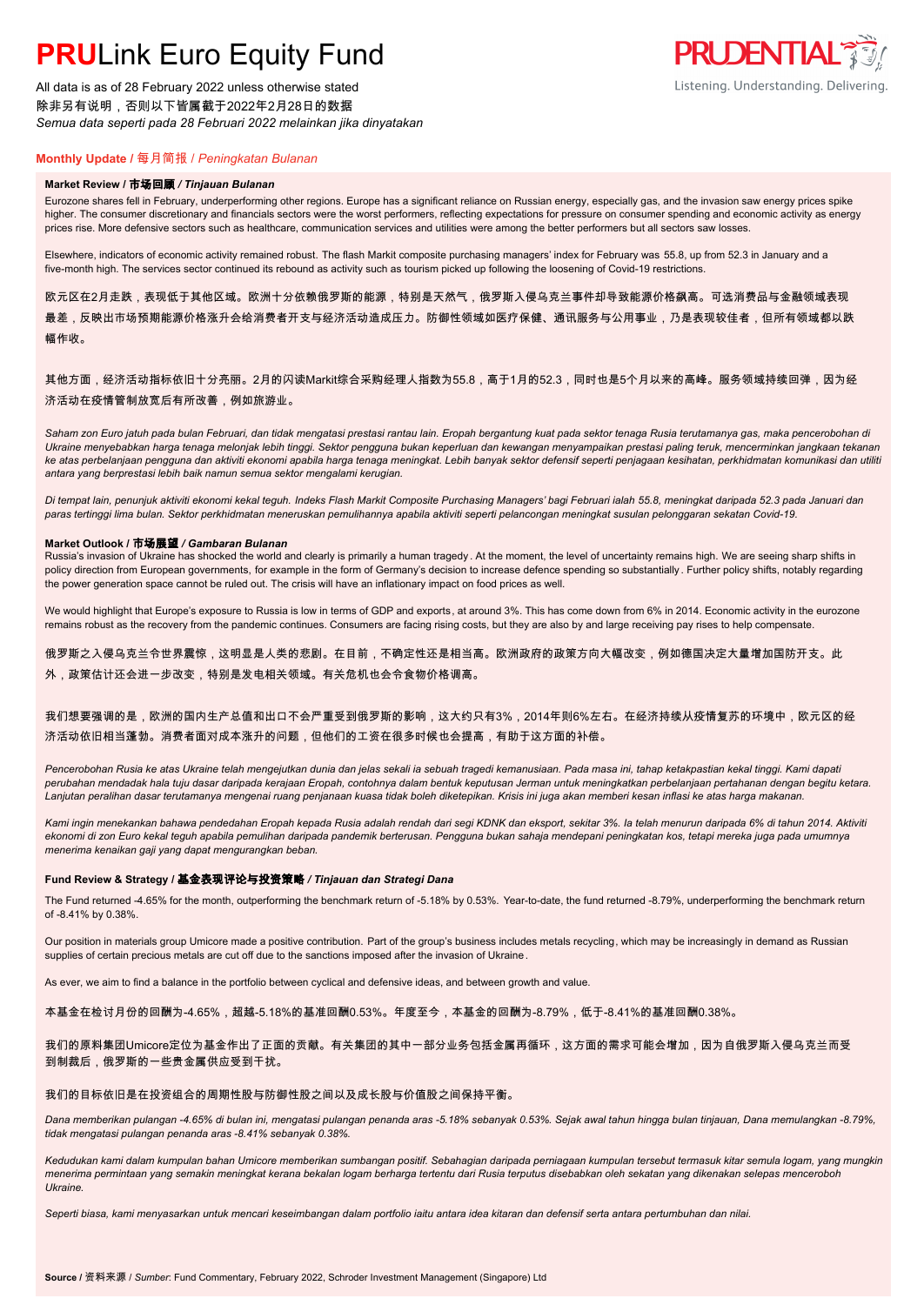# **PRU**Link Euro Equity Fund

All data is as of 28 February 2022 unless otherwise stated
除非另有说明，否则以下皆属截于2022年2月28日的数据
*Semua data seperti pada 28 Februari 2022 melainkan jika dinyatakan*

PRUDENTIAL
Listening. Understanding. Delivering.

## **Monthly Update** / 每月简报 / *Peningkatan Bulanan*

### **Market Review / 市场回顾 / *Tinjauan Bulanan***

Eurozone shares fell in February, underperforming other regions. Europe has a significant reliance on Russian energy, especially gas, and the invasion saw energy prices spike higher. The consumer discretionary and financials sectors were the worst performers, reflecting expectations for pressure on consumer spending and economic activity as energy prices rise. More defensive sectors such as healthcare, communication services and utilities were among the better performers but all sectors saw losses.

Elsewhere, indicators of economic activity remained robust. The flash Markit composite purchasing managers' index for February was 55.8, up from 52.3 in January and a five-month high. The services sector continued its rebound as activity such as tourism picked up following the loosening of Covid-19 restrictions.

欧元区在2月走跌，表现低于其他区域。欧洲十分依赖俄罗斯的能源，特别是天然气，俄罗斯入侵乌克兰事件却导致能源价格飙高。可选消费品与金融领域表现最差，反映出市场预期能源价格涨升会给消费者开支与经济活动造成压力。防御性领域如医疗保健、通讯服务与公用事业，乃是表现较佳者，但所有领域都以跌幅作收。

其他方面，经济活动指标依旧十分亮丽。2月的闪读Markit综合采购经理人指数为55.8，高于1月的52.3，同时也是5个月以来的高峰。服务领域持续回弹，因为经济活动在疫情管制放宽后有所改善，例如旅游业。

*Saham zon Euro jatuh pada bulan Februari, dan tidak mengatasi prestasi rantau lain. Eropah bergantung kuat pada sektor tenaga Rusia terutamanya gas, maka pencerobohan di Ukraine menyebabkan harga tenaga melonjak lebih tinggi. Sektor pengguna bukan keperluan dan kewangan menyampaikan prestasi paling teruk, mencerminkan jangkaan tekanan ke atas perbelanjaan pengguna dan aktiviti ekonomi apabila harga tenaga meningkat. Lebih banyak sektor defensif seperti penjagaan kesihatan, perkhidmatan komunikasi dan utiliti antara yang berprestasi lebih baik namun semua sektor mengalami kerugian.*

*Di tempat lain, penunjuk aktiviti ekonomi kekal teguh. Indeks Flash Markit Composite Purchasing Managers' bagi Februari ialah 55.8, meningkat daripada 52.3 pada Januari dan paras tertinggi lima bulan. Sektor perkhidmatan meneruskan pemulihannya apabila aktiviti seperti pelancongan meningkat susulan pelonggaran sekatan Covid-19.*

### **Market Outlook / 市场展望 / *Gambaran Bulanan***

Russia's invasion of Ukraine has shocked the world and clearly is primarily a human tragedy. At the moment, the level of uncertainty remains high. We are seeing sharp shifts in policy direction from European governments, for example in the form of Germany's decision to increase defence spending so substantially. Further policy shifts, notably regarding the power generation space cannot be ruled out. The crisis will have an inflationary impact on food prices as well.

We would highlight that Europe's exposure to Russia is low in terms of GDP and exports, at around 3%. This has come down from 6% in 2014. Economic activity in the eurozone remains robust as the recovery from the pandemic continues. Consumers are facing rising costs, but they are also by and large receiving pay rises to help compensate.

俄罗斯之入侵乌克兰令世界震惊，这明显是人类的悲剧。在目前，不确定性还是相当高。欧洲政府的政策方向大幅改变，例如德国决定大量增加国防开支。此外，政策估计还会进一步改变，特别是发电相关领域。有关危机也会令食物价格调高。

我们想要强调的是，欧洲的国内生产总值和出口不会严重受到俄罗斯的影响，这大约只有3%，2014年则6%左右。在经济持续从疫情复苏的环境中，欧元区的经济活动依旧相当蓬勃。消费者面对成本涨升的问题，但他们的工资在很多时候也会提高，有助于这方面的补偿。

*Pencerobohan Rusia ke atas Ukraine telah mengejutkan dunia dan jelas sekali ia sebuah tragedi kemanusiaan. Pada masa ini, tahap ketakpastian kekal tinggi. Kami dapati perubahan mendadak hala tuju dasar daripada kerajaan Eropah, contohnya dalam bentuk keputusan Jerman untuk meningkatkan perbelanjaan pertahanan dengan begitu ketara. Lanjutan peralihan dasar terutamanya mengenai ruang penjanaan kuasa tidak boleh diketepikan. Krisis ini juga akan memberi kesan inflasi ke atas harga makanan.*

*Kami ingin menekankan bahawa pendedahan Eropah kepada Rusia adalah rendah dari segi KDNK dan eksport, sekitar 3%. Ia telah menurun daripada 6% di tahun 2014. Aktiviti ekonomi di zon Euro kekal teguh apabila pemulihan daripada pandemik berterusan. Pengguna bukan sahaja mendepani peningkatan kos, tetapi mereka juga pada umumnya menerima kenaikan gaji yang dapat mengurangkan beban.*

### **Fund Review & Strategy / 基金表现评论与投资策略 / *Tinjauan dan Strategi Dana***

The Fund returned -4.65% for the month, outperforming the benchmark return of -5.18% by 0.53%. Year-to-date, the fund returned -8.79%, underperforming the benchmark return of -8.41% by 0.38%.

Our position in materials group Umicore made a positive contribution. Part of the group's business includes metals recycling, which may be increasingly in demand as Russian supplies of certain precious metals are cut off due to the sanctions imposed after the invasion of Ukraine.

As ever, we aim to find a balance in the portfolio between cyclical and defensive ideas, and between growth and value.

本基金在检讨月份的回酬为-4.65%，超越-5.18%的基准回酬0.53%。年度至今，本基金的回酬为-8.79%，低于-8.41%的基准回酬0.38%。

我们的原料集团Umicore定位为基金作出了正面的贡献。有关集团的其中一部分业务包括金属再循环，这方面的需求可能会增加，因为自俄罗斯入侵乌克兰而受到制裁后，俄罗斯的一些贵金属供应受到干扰。

我们的目标依旧是在投资组合的周期性股与防御性股之间以及成长股与价值股之间保持平衡。

*Dana memberikan pulangan -4.65% di bulan ini, mengatasi pulangan penanda aras -5.18% sebanyak 0.53%. Sejak awal tahun hingga bulan tinjauan, Dana memulangkan -8.79%, tidak mengatasi pulangan penanda aras -8.41% sebanyak 0.38%.*

*Kedudukan kami dalam kumpulan bahan Umicore memberikan sumbangan positif. Sebahagian daripada perniagaan kumpulan tersebut termasuk kitar semula logam, yang mungkin menerima permintaan yang semakin meningkat kerana bekalan logam berharga tertentu dari Rusia terputus disebabkan oleh sekatan yang dikenakan selepas menceroboh Ukraine.*

*Seperti biasa, kami menyasarkan untuk mencari keseimbangan dalam portfolio iaitu antara idea kitaran dan defensif serta antara pertumbuhan dan nilai.*

**Source** / 资料来源 / *Sumber*: Fund Commentary, February 2022, Schroder Investment Management (Singapore) Ltd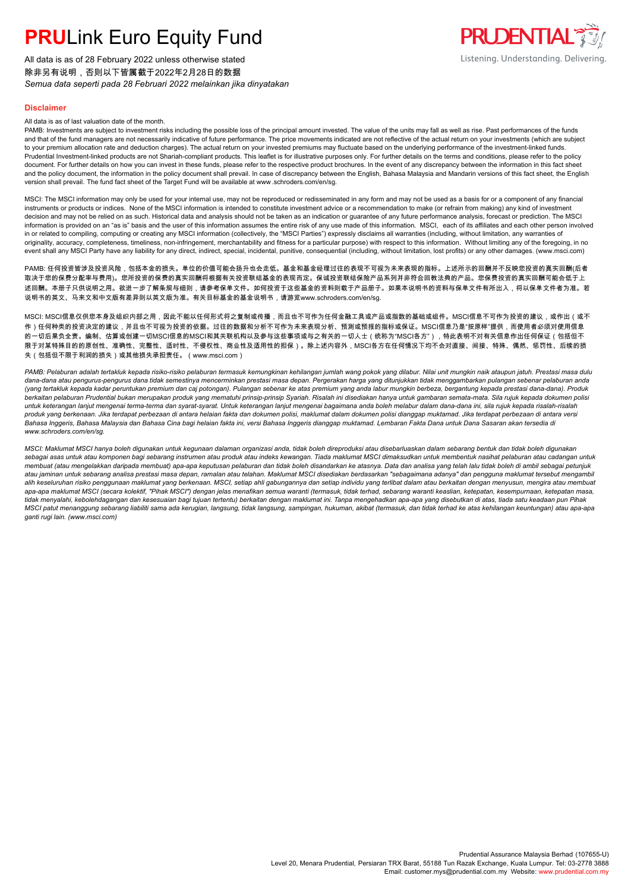# PRULink Euro Equity Fund

All data is as of 28 February 2022 unless otherwise stated
除非另有说明，否则以下皆属截于2022年2月28日的数据
*Semua data seperti pada 28 Februari 2022 melainkan jika dinyatakan*

Listening. Understanding. Delivering.

## Disclaimer

All data is as of last valuation date of the month.

PAMB: Investments are subject to investment risks including the possible loss of the principal amount invested. The value of the units may fall as well as rise. Past performances of the funds and that of the fund managers are not necessarily indicative of future performance. The price movements indicated are not reflective of the actual return on your investments (which are subject to your premium allocation rate and deduction charges). The actual return on your invested premiums may fluctuate based on the underlying performance of the investment-linked funds. Prudential Investment-linked products are not Shariah-compliant products. This leaflet is for illustrative purposes only. For further details on the terms and conditions, please refer to the policy document. For further details on how you can invest in these funds, please refer to the respective product brochures. In the event of any discrepancy between the information in this fact sheet and the policy document, the information in the policy document shall prevail. In case of discrepancy between the English, Bahasa Malaysia and Mandarin versions of this fact sheet, the English version shall prevail. The fund fact sheet of the Target Fund will be available at www.schroders.com/en/sg.

MSCI: The MSCI information may only be used for your internal use, may not be reproduced or redisseminated in any form and may not be used as a basis for or a component of any financial instruments or products or indices. None of the MSCI information is intended to constitute investment advice or a recommendation to make (or refrain from making) any kind of investment decision and may not be relied on as such. Historical data and analysis should not be taken as an indication or guarantee of any future performance analysis, forecast or prediction. The MSCI information is provided on an "as is" basis and the user of this information assumes the entire risk of any use made of this information. MSCI, each of its affiliates and each other person involved in or related to compiling, computing or creating any MSCI information (collectively, the "MSCI Parties") expressly disclaims all warranties (including, without limitation, any warranties of originality, accuracy, completeness, timeliness, non-infringement, merchantability and fitness for a particular purpose) with respect to this information. Without limiting any of the foregoing, in no event shall any MSCI Party have any liability for any direct, indirect, special, incidental, punitive, consequential (including, without limitation, lost profits) or any other damages. (www.msci.com)

PAMB: 任何投资皆涉及投资风险，包括本金的损失。单位的价值可能会扬升也会走低。基金和基金经理过往的表现不可视为未来表现的指标。上述所示的回酬并不反映您投资的真实回酬(后者取决于您的保费分配率与费用)。您所投资的保费的真实回酬将根据有关投资联结基金的表现而定。保诚投资联结保险产品系列并非符合回教法典的产品。您保费投资的真实回酬可能会低于上述回酬。本册子只供说明之用。欲进一步了解条规与细则，请参考保单文件。如何投资于这些基金的资料则载于产品册子。如果本说明书的资料与保单文件有所出入，将以保单文件者为准。若说明书的英文、马来文和中文版有差异则以英文版为准。有关目标基金的基金说明书，请游览www.schroders.com/en/sg.

MSCI: MSCI信息仅供您本身及组织内部之用，因此不能以任何形式将之复制或传播，而且也不可作为任何金融工具或产品或指数的基础或组件。MSCI信息不可作为投资的建议，或作出（或不作）任何种类的投资决定的建议，并且也不可视为投资的依据。过往的数据和分析不可作为未来表现分析、预测或预报的指标或保证。MSCI信息乃是"按原样"提供，而使用者必须对使用信息的一切后果负全责。编制、估算或创建一切MSCI信息的MSCI和其关联机构以及参与这些事项或与之有关的一切人士（统称为"MSCI各方"），特此表明不对有关信息作出任何保证（包括但不限于对某特殊目的的原创性、准确性、完整性、适时性、不侵权性、商业性及适用性的担保）。除上述内容外，MSCI各方在任何情况下均不会对直接、间接、特殊、偶然、惩罚性、后续的损失（包括但不限于利润的损失）或其他损失承担责任。（www.msci.com）

*PAMB: Pelaburan adalah tertakluk kepada risiko-risiko pelaburan termasuk kemungkinan kehilangan jumlah wang pokok yang dilabur. Nilai unit mungkin naik ataupun jatuh. Prestasi masa dulu dana-dana atau pengurus-pengurus dana tidak semestinya mencerminkan prestasi masa depan. Pergerakan harga yang ditunjukkan tidak menggambarkan pulangan sebenar pelaburan anda (yang tertakluk kepada kadar peruntukan premium dan caj potongan). Pulangan sebenar ke atas premium yang anda labur mungkin berbeza, bergantung kepada prestasi dana-dana). Produk berkaitan pelaburan Prudential bukan merupakan produk yang mematuhi prinsip-prinsip Syariah. Risalah ini disediakan hanya untuk gambaran semata-mata. Sila rujuk kepada dokumen polisi untuk keterangan lanjut mengenai terma-terma dan syarat-syarat. Untuk keterangan lanjut mengenai bagaimana anda boleh melabur dalam dana-dana ini, sila rujuk kepada risalah-risalah produk yang berkenaan. Jika terdapat perbezaan di antara helaian fakta dan dokumen polisi, maklumat dalam dokumen polisi dianggap muktamad. Jika terdapat perbezaan di antara versi Bahasa Inggeris, Bahasa Malaysia dan Bahasa Cina bagi helaian fakta ini, versi Bahasa Inggeris dianggap muktamad. Lembaran Fakta Dana untuk Dana Sasaran akan tersedia di www.schroders.com/en/sg.*

*MSCI: Maklumat MSCI hanya boleh digunakan untuk kegunaan dalaman organizasi anda, tidak boleh direproduksi atau disebarluaskan dalam sebarang bentuk dan tidak boleh digunakan sebagai asas untuk atau komponen bagi sebarang instrumen atau produk atau indeks kewangan. Tiada maklumat MSCI dimaksudkan untuk membentuk nasihat pelaburan atau cadangan untuk membuat (atau mengelakkan daripada membuat) apa-apa keputusan pelaburan dan tidak boleh disandarkan ke atasnya. Data dan analisa yang telah lalu tidak boleh di ambil sebagai petunjuk atau jaminan untuk sebarang analisa prestasi masa depan, ramalan atau telahan. Maklumat MSCI disediakan berdasarkan "sebagaimana adanya" dan pengguna maklumat tersebut mengambil alih keseluruhan risiko penggunaan maklumat yang berkenaan. MSCI, setiap ahli gabungannya dan setiap individu yang terlibat dalam atau berkaitan dengan menyusun, mengira atau membuat apa-apa maklumat MSCI (secara kolektif, "Pihak MSCI") dengan jelas menafikan semua waranti (termasuk, tidak terhad, sebarang waranti keaslian, ketepatan, kesempurnaan, ketepatan masa, tidak menyalahi, kebolehdagangan dan kesesuaian bagi tujuan tertentu) berkaitan dengan maklumat ini. Tanpa mengehadkan apa-apa yang disebutkan di atas, tiada satu keadaan pun Pihak MSCI patut menanggung sebarang liabiliti sama ada kerugian, langsung, tidak langsung, sampingan, hukuman, akibat (termasuk, dan tidak terhad ke atas kehilangan keuntungan) atau apa-apa ganti rugi lain. (www.msci.com)*

Prudential Assurance Malaysia Berhad (107655-U)
Level 20, Menara Prudential, Persiaran TRX Barat, 55188 Tun Razak Exchange, Kuala Lumpur. Tel: 03-2778 3888
Email: customer.mys@prudential.com.my Website: www.prudential.com.my